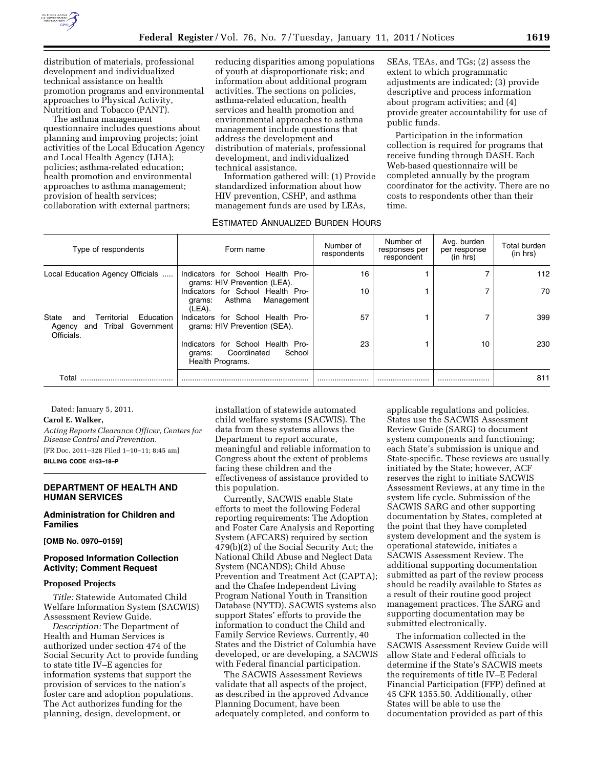distribution of materials, professional development and individualized technical assistance on health promotion programs and environmental approaches to Physical Activity, Nutrition and Tobacco (PANT).

The asthma management questionnaire includes questions about planning and improving projects; joint activities of the Local Education Agency and Local Health Agency (LHA); policies; asthma-related education; health promotion and environmental approaches to asthma management; provision of health services; collaboration with external partners; reducing disparities among populations of youth at disproportionate risk; and information about additional program activities. The sections on policies, asthma-related education, health services and health promotion and environmental approaches to asthma management include questions that address the development and distribution of materials, professional development, and individualized technical assistance.

Information gathered will: (1) Provide standardized information about how HIV prevention, CSHP, and asthma management funds are used by LEAs, SEAs, TEAs, and TGs; (2) assess the extent to which programmatic adjustments are indicated; (3) provide descriptive and process information about program activities; and (4) provide greater accountability for use of public funds.

Participation in the information collection is required for programs that receive funding through DASH. Each Web-based questionnaire will be completed annually by the program coordinator for the activity. There are no costs to respondents other than their time.

ESTIMATED ANNUALIZED BURDEN HOURS

| Type of respondents | Form name | Number of respondents | Number of responses per respondent | Avg. burden per response (in hrs) | Total burden (in hrs) |
|---|---|---|---|---|---|
| Local Education Agency Officials | Indicators for School Health Programs: HIV Prevention (LEA). | 16 | 1 | 7 | 112 |
| | Indicators for School Health Programs: Asthma Management (LEA). | 10 | 1 | 7 | 70 |
| State and Territorial Education Agency and Tribal Government Officials. | Indicators for School Health Programs: HIV Prevention (SEA). | 57 | 1 | 7 | 399 |
| | Indicators for School Health Programs: Coordinated School Health Programs. | 23 | 1 | 10 | 230 |
| Total | | | | | 811 |

Dated: January 5, 2011.

**Carol E. Walker,**

*Acting Reports Clearance Officer, Centers for Disease Control and Prevention.*

[FR Doc. 2011–328 Filed 1–10–11; 8:45 am]

**BILLING CODE 4163–18–P**

## DEPARTMENT OF HEALTH AND HUMAN SERVICES

### Administration for Children and Families

**[OMB No. 0970–0159]**

### Proposed Information Collection Activity; Comment Request

**Proposed Projects**

*Title:* Statewide Automated Child Welfare Information System (SACWIS) Assessment Review Guide.

*Description:* The Department of Health and Human Services is authorized under section 474 of the Social Security Act to provide funding to state title IV–E agencies for information systems that support the provision of services to the nation's foster care and adoption populations. The Act authorizes funding for the planning, design, development, or installation of statewide automated child welfare systems (SACWIS). The data from these systems allows the Department to report accurate, meaningful and reliable information to Congress about the extent of problems facing these children and the effectiveness of assistance provided to this population.

Currently, SACWIS enable State efforts to meet the following Federal reporting requirements: The Adoption and Foster Care Analysis and Reporting System (AFCARS) required by section 479(b)(2) of the Social Security Act; the National Child Abuse and Neglect Data System (NCANDS); Child Abuse Prevention and Treatment Act (CAPTA); and the Chafee Independent Living Program National Youth in Transition Database (NYTD). SACWIS systems also support States' efforts to provide the information to conduct the Child and Family Service Reviews. Currently, 40 States and the District of Columbia have developed, or are developing, a SACWIS with Federal financial participation.

The SACWIS Assessment Reviews validate that all aspects of the project, as described in the approved Advance Planning Document, have been adequately completed, and conform to applicable regulations and policies. States use the SACWIS Assessment Review Guide (SARG) to document system components and functioning; each State's submission is unique and State-specific. These reviews are usually initiated by the State; however, ACF reserves the right to initiate SACWIS Assessment Reviews, at any time in the system life cycle. Submission of the SACWIS SARG and other supporting documentation by States, completed at the point that they have completed system development and the system is operational statewide, initiates a SACWIS Assessment Review. The additional supporting documentation submitted as part of the review process should be readily available to States as a result of their routine good project management practices. The SARG and supporting documentation may be submitted electronically.

The information collected in the SACWIS Assessment Review Guide will allow State and Federal officials to determine if the State's SACWIS meets the requirements of title IV–E Federal Financial Participation (FFP) defined at 45 CFR 1355.50. Additionally, other States will be able to use the documentation provided as part of this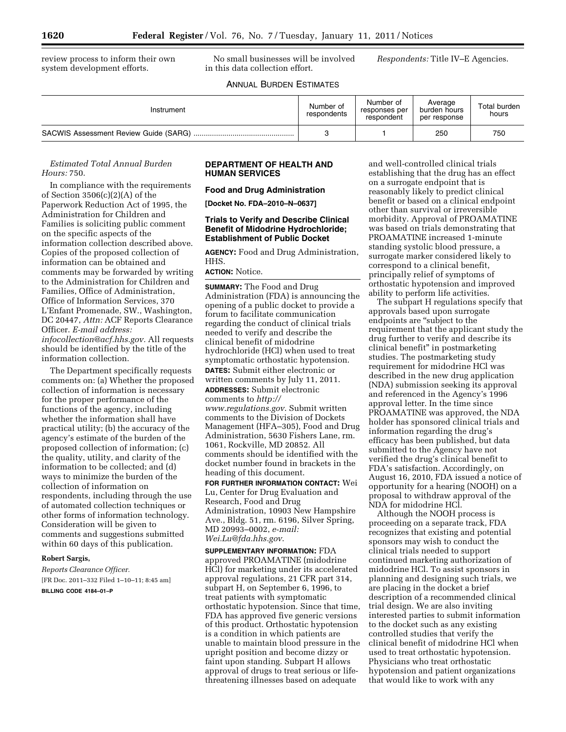review process to inform their own system development efforts.

No small businesses will be involved in this data collection effort.

*Respondents:* Title IV–E Agencies.

ANNUAL BURDEN ESTIMATES

| Instrument | Number of respondents | Number of responses per respondent | Average burden hours per response | Total burden hours |
|---|---|---|---|---|
| SACWIS Assessment Review Guide (SARG) | 3 | 1 | 250 | 750 |

*Estimated Total Annual Burden Hours:* 750.

In compliance with the requirements of Section 3506(c)(2)(A) of the Paperwork Reduction Act of 1995, the Administration for Children and Families is soliciting public comment on the specific aspects of the information collection described above. Copies of the proposed collection of information can be obtained and comments may be forwarded by writing to the Administration for Children and Families, Office of Administration, Office of Information Services, 370 L'Enfant Promenade, SW., Washington, DC 20447, *Attn:* ACF Reports Clearance Officer. *E-mail address: infocollection@acf.hhs.gov.* All requests should be identified by the title of the information collection.

The Department specifically requests comments on: (a) Whether the proposed collection of information is necessary for the proper performance of the functions of the agency, including whether the information shall have practical utility; (b) the accuracy of the agency's estimate of the burden of the proposed collection of information; (c) the quality, utility, and clarity of the information to be collected; and (d) ways to minimize the burden of the collection of information on respondents, including through the use of automated collection techniques or other forms of information technology. Consideration will be given to comments and suggestions submitted within 60 days of this publication.

**Robert Sargis,**

*Reports Clearance Officer.*

[FR Doc. 2011–332 Filed 1–10–11; 8:45 am]

**BILLING CODE 4184–01–P**

## DEPARTMENT OF HEALTH AND HUMAN SERVICES

### Food and Drug Administration

**[Docket No. FDA–2010–N–0637]**

### Trials to Verify and Describe Clinical Benefit of Midodrine Hydrochloride; Establishment of Public Docket

**AGENCY:** Food and Drug Administration, HHS.

**ACTION:** Notice.

**SUMMARY:** The Food and Drug Administration (FDA) is announcing the opening of a public docket to provide a forum to facilitate communication regarding the conduct of clinical trials needed to verify and describe the clinical benefit of midodrine hydrochloride (HCl) when used to treat symptomatic orthostatic hypotension.

**DATES:** Submit either electronic or written comments by July 11, 2011.

**ADDRESSES:** Submit electronic comments to *http://www.regulations.gov*. Submit written comments to the Division of Dockets Management (HFA–305), Food and Drug Administration, 5630 Fishers Lane, rm. 1061, Rockville, MD 20852. All comments should be identified with the docket number found in brackets in the heading of this document.

**FOR FURTHER INFORMATION CONTACT:** Wei Lu, Center for Drug Evaluation and Research, Food and Drug Administration, 10903 New Hampshire Ave., Bldg. 51, rm. 6196, Silver Spring, MD 20993–0002, *e-mail: Wei.Lu@fda.hhs.gov*.

**SUPPLEMENTARY INFORMATION:** FDA approved PROAMATINE (midodrine HCl) for marketing under its accelerated approval regulations, 21 CFR part 314, subpart H, on September 6, 1996, to treat patients with symptomatic orthostatic hypotension. Since that time, FDA has approved five generic versions of this product. Orthostatic hypotension is a condition in which patients are unable to maintain blood pressure in the upright position and become dizzy or faint upon standing. Subpart H allows approval of drugs to treat serious or life-threatening illnesses based on adequate and well-controlled clinical trials establishing that the drug has an effect on a surrogate endpoint that is reasonably likely to predict clinical benefit or based on a clinical endpoint other than survival or irreversible morbidity. Approval of PROAMATINE was based on trials demonstrating that PROAMATINE increased 1-minute standing systolic blood pressure, a surrogate marker considered likely to correspond to a clinical benefit, principally relief of symptoms of orthostatic hypotension and improved ability to perform life activities.

The subpart H regulations specify that approvals based upon surrogate endpoints are "subject to the requirement that the applicant study the drug further to verify and describe its clinical benefit" in postmarketing studies. The postmarketing study requirement for midodrine HCl was described in the new drug application (NDA) submission seeking its approval and referenced in the Agency's 1996 approval letter. In the time since PROAMATINE was approved, the NDA holder has sponsored clinical trials and information regarding the drug's efficacy has been published, but data submitted to the Agency have not verified the drug's clinical benefit to FDA's satisfaction. Accordingly, on August 16, 2010, FDA issued a notice of opportunity for a hearing (NOOH) on a proposal to withdraw approval of the NDA for midodrine HCl.

Although the NOOH process is proceeding on a separate track, FDA recognizes that existing and potential sponsors may wish to conduct the clinical trials needed to support continued marketing authorization of midodrine HCl. To assist sponsors in planning and designing such trials, we are placing in the docket a brief description of a recommended clinical trial design. We are also inviting interested parties to submit information to the docket such as any existing controlled studies that verify the clinical benefit of midodrine HCl when used to treat orthostatic hypotension. Physicians who treat orthostatic hypotension and patient organizations that would like to work with any